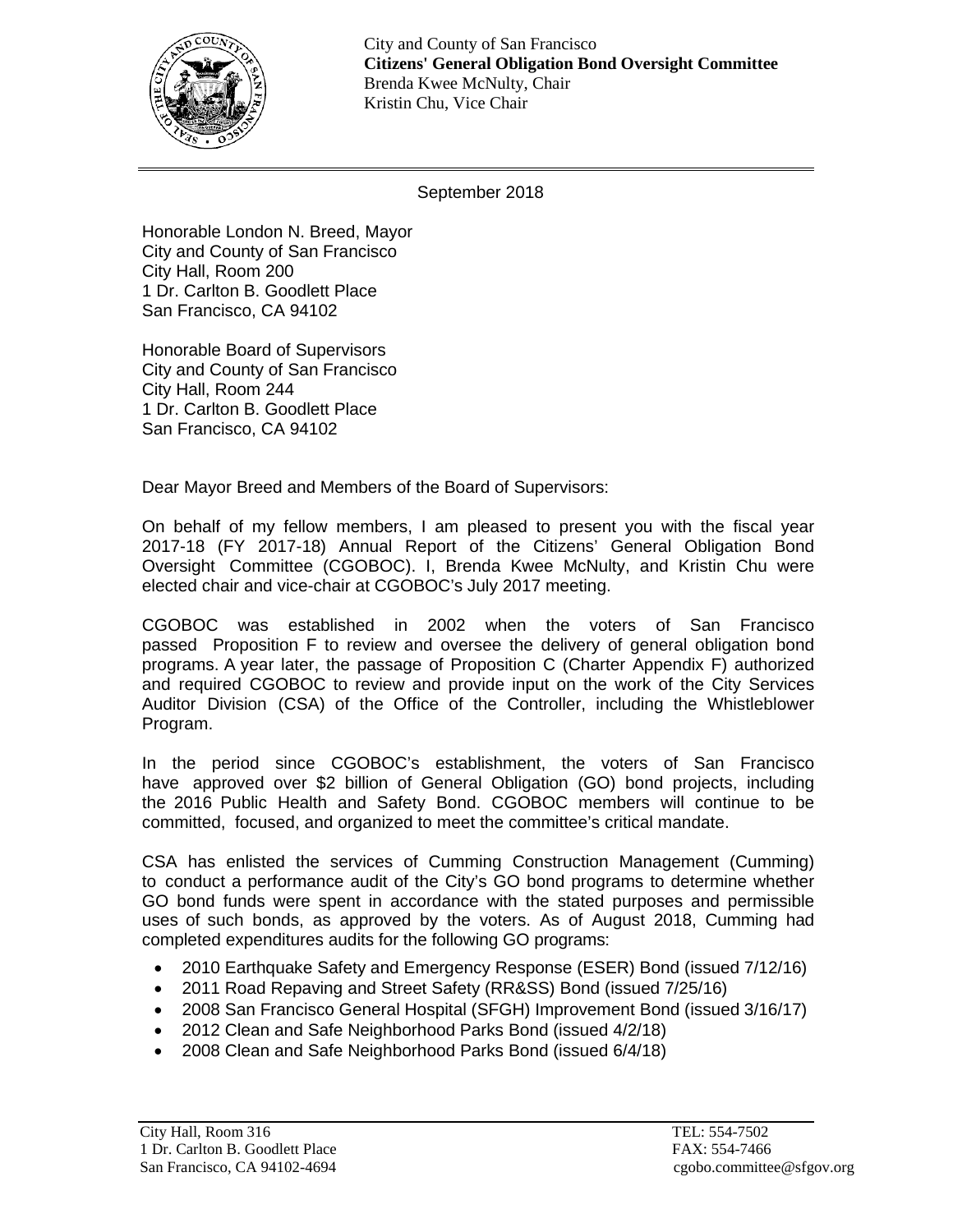City and County of San Francisco
**Citizens' General Obligation Bond Oversight Committee**
Brenda Kwee McNulty, Chair
Kristin Chu, Vice Chair

September 2018

Honorable London N. Breed, Mayor
City and County of San Francisco
City Hall, Room 200
1 Dr. Carlton B. Goodlett Place
San Francisco, CA 94102

Honorable Board of Supervisors
City and County of San Francisco
City Hall, Room 244
1 Dr. Carlton B. Goodlett Place
San Francisco, CA 94102

Dear Mayor Breed and Members of the Board of Supervisors:

On behalf of my fellow members, I am pleased to present you with the fiscal year 2017-18 (FY 2017-18) Annual Report of the Citizens' General Obligation Bond Oversight Committee (CGOBOC). I, Brenda Kwee McNulty, and Kristin Chu were elected chair and vice-chair at CGOBOC's July 2017 meeting.

CGOBOC was established in 2002 when the voters of San Francisco passed Proposition F to review and oversee the delivery of general obligation bond programs. A year later, the passage of Proposition C (Charter Appendix F) authorized and required CGOBOC to review and provide input on the work of the City Services Auditor Division (CSA) of the Office of the Controller, including the Whistleblower Program.

In the period since CGOBOC's establishment, the voters of San Francisco have approved over $2 billion of General Obligation (GO) bond projects, including the 2016 Public Health and Safety Bond. CGOBOC members will continue to be committed, focused, and organized to meet the committee's critical mandate.

CSA has enlisted the services of Cumming Construction Management (Cumming) to conduct a performance audit of the City's GO bond programs to determine whether GO bond funds were spent in accordance with the stated purposes and permissible uses of such bonds, as approved by the voters. As of August 2018, Cumming had completed expenditures audits for the following GO programs:

- 2010 Earthquake Safety and Emergency Response (ESER) Bond (issued 7/12/16)
- 2011 Road Repaving and Street Safety (RR&SS) Bond (issued 7/25/16)
- 2008 San Francisco General Hospital (SFGH) Improvement Bond (issued 3/16/17)
- 2012 Clean and Safe Neighborhood Parks Bond (issued 4/2/18)
- 2008 Clean and Safe Neighborhood Parks Bond (issued 6/4/18)

City Hall, Room 316
1 Dr. Carlton B. Goodlett Place
San Francisco, CA 94102-4694

TEL: 554-7502
FAX: 554-7466
cgobo.committee@sfgov.org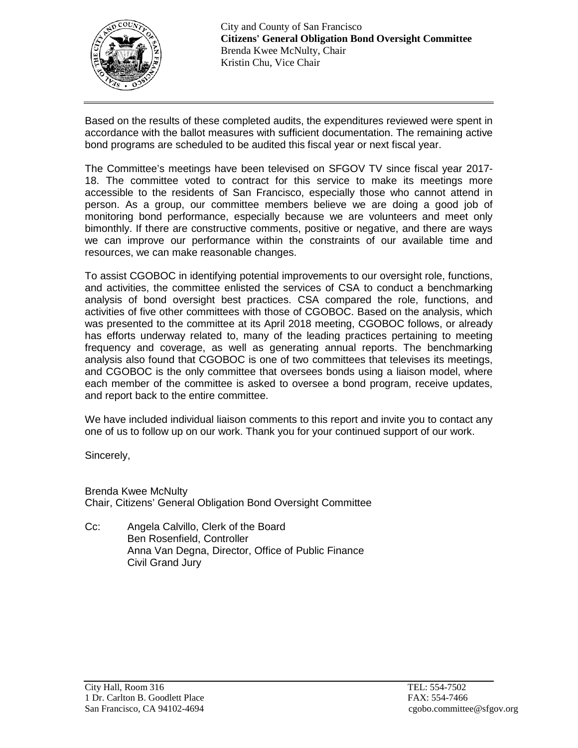City and County of San Francisco
**Citizens' General Obligation Bond Oversight Committee**
Brenda Kwee McNulty, Chair
Kristin Chu, Vice Chair

Based on the results of these completed audits, the expenditures reviewed were spent in accordance with the ballot measures with sufficient documentation. The remaining active bond programs are scheduled to be audited this fiscal year or next fiscal year.

The Committee's meetings have been televised on SFGOV TV since fiscal year 2017-18. The committee voted to contract for this service to make its meetings more accessible to the residents of San Francisco, especially those who cannot attend in person. As a group, our committee members believe we are doing a good job of monitoring bond performance, especially because we are volunteers and meet only bimonthly. If there are constructive comments, positive or negative, and there are ways we can improve our performance within the constraints of our available time and resources, we can make reasonable changes.

To assist CGOBOC in identifying potential improvements to our oversight role, functions, and activities, the committee enlisted the services of CSA to conduct a benchmarking analysis of bond oversight best practices. CSA compared the role, functions, and activities of five other committees with those of CGOBOC. Based on the analysis, which was presented to the committee at its April 2018 meeting, CGOBOC follows, or already has efforts underway related to, many of the leading practices pertaining to meeting frequency and coverage, as well as generating annual reports. The benchmarking analysis also found that CGOBOC is one of two committees that televises its meetings, and CGOBOC is the only committee that oversees bonds using a liaison model, where each member of the committee is asked to oversee a bond program, receive updates, and report back to the entire committee.

We have included individual liaison comments to this report and invite you to contact any one of us to follow up on our work. Thank you for your continued support of our work.

Sincerely,

Brenda Kwee McNulty
Chair, Citizens' General Obligation Bond Oversight Committee

Cc: Angela Calvillo, Clerk of the Board
Ben Rosenfield, Controller
Anna Van Degna, Director, Office of Public Finance
Civil Grand Jury

City Hall, Room 316
1 Dr. Carlton B. Goodlett Place
San Francisco, CA 94102-4694

TEL: 554-7502
FAX: 554-7466
cgobo.committee@sfgov.org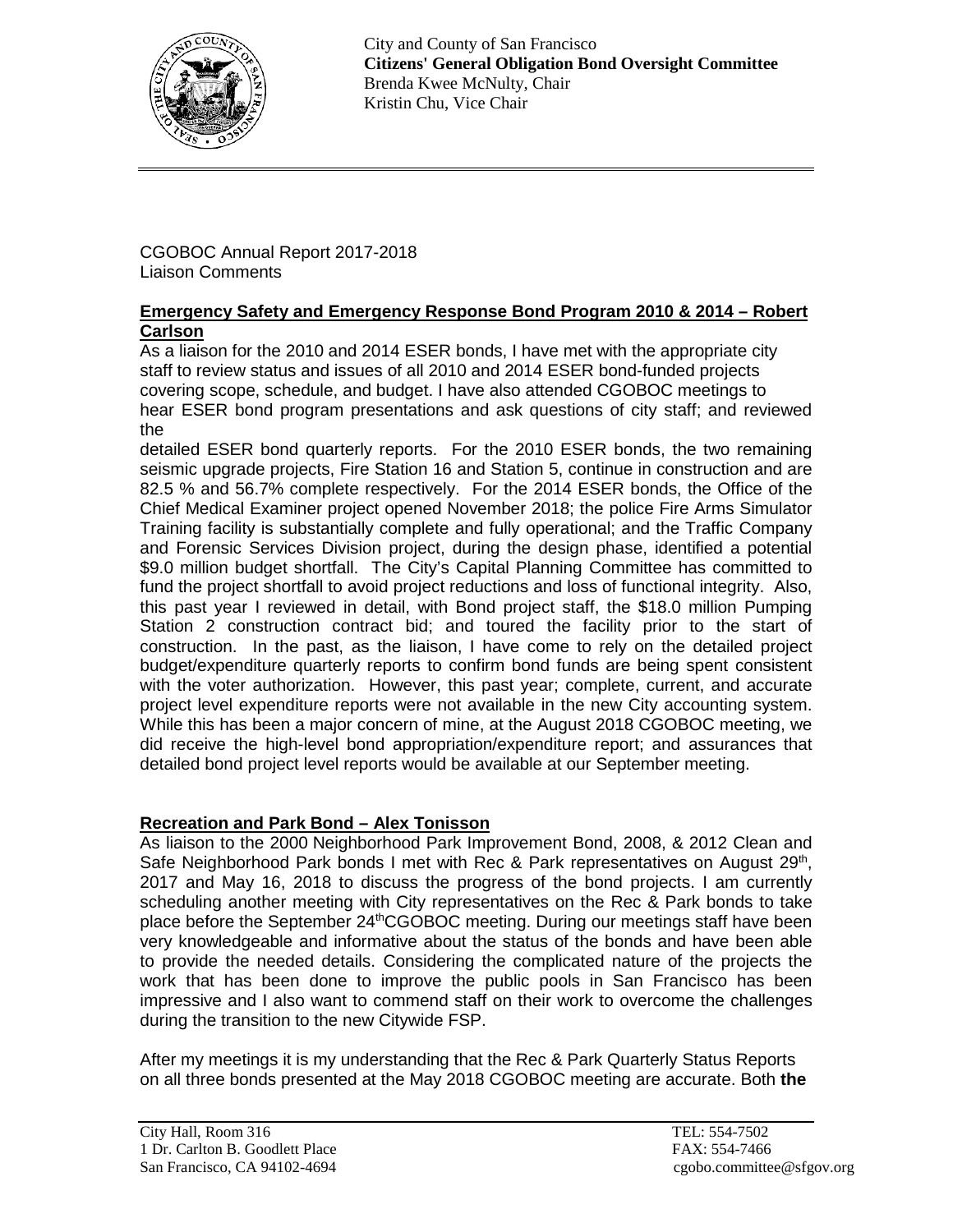City and County of San Francisco
**Citizens' General Obligation Bond Oversight Committee**
Brenda Kwee McNulty, Chair
Kristin Chu, Vice Chair

CGOBOC Annual Report 2017-2018
Liaison Comments

**Emergency Safety and Emergency Response Bond Program 2010 & 2014 – Robert Carlson**

As a liaison for the 2010 and 2014 ESER bonds, I have met with the appropriate city staff to review status and issues of all 2010 and 2014 ESER bond-funded projects covering scope, schedule, and budget. I have also attended CGOBOC meetings to hear ESER bond program presentations and ask questions of city staff; and reviewed the detailed ESER bond quarterly reports. For the 2010 ESER bonds, the two remaining seismic upgrade projects, Fire Station 16 and Station 5, continue in construction and are 82.5 % and 56.7% complete respectively. For the 2014 ESER bonds, the Office of the Chief Medical Examiner project opened November 2018; the police Fire Arms Simulator Training facility is substantially complete and fully operational; and the Traffic Company and Forensic Services Division project, during the design phase, identified a potential $9.0 million budget shortfall. The City's Capital Planning Committee has committed to fund the project shortfall to avoid project reductions and loss of functional integrity. Also, this past year I reviewed in detail, with Bond project staff, the $18.0 million Pumping Station 2 construction contract bid; and toured the facility prior to the start of construction. In the past, as the liaison, I have come to rely on the detailed project budget/expenditure quarterly reports to confirm bond funds are being spent consistent with the voter authorization. However, this past year; complete, current, and accurate project level expenditure reports were not available in the new City accounting system. While this has been a major concern of mine, at the August 2018 CGOBOC meeting, we did receive the high-level bond appropriation/expenditure report; and assurances that detailed bond project level reports would be available at our September meeting.

**Recreation and Park Bond – Alex Tonisson**

As liaison to the 2000 Neighborhood Park Improvement Bond, 2008, & 2012 Clean and Safe Neighborhood Park bonds I met with Rec & Park representatives on August 29th, 2017 and May 16, 2018 to discuss the progress of the bond projects. I am currently scheduling another meeting with City representatives on the Rec & Park bonds to take place before the September 24th CGOBOC meeting. During our meetings staff have been very knowledgeable and informative about the status of the bonds and have been able to provide the needed details. Considering the complicated nature of the projects the work that has been done to improve the public pools in San Francisco has been impressive and I also want to commend staff on their work to overcome the challenges during the transition to the new Citywide FSP.

After my meetings it is my understanding that the Rec & Park Quarterly Status Reports on all three bonds presented at the May 2018 CGOBOC meeting are accurate. Both **the**

City Hall, Room 316
1 Dr. Carlton B. Goodlett Place
San Francisco, CA 94102-4694

TEL: 554-7502
FAX: 554-7466
cgobo.committee@sfgov.org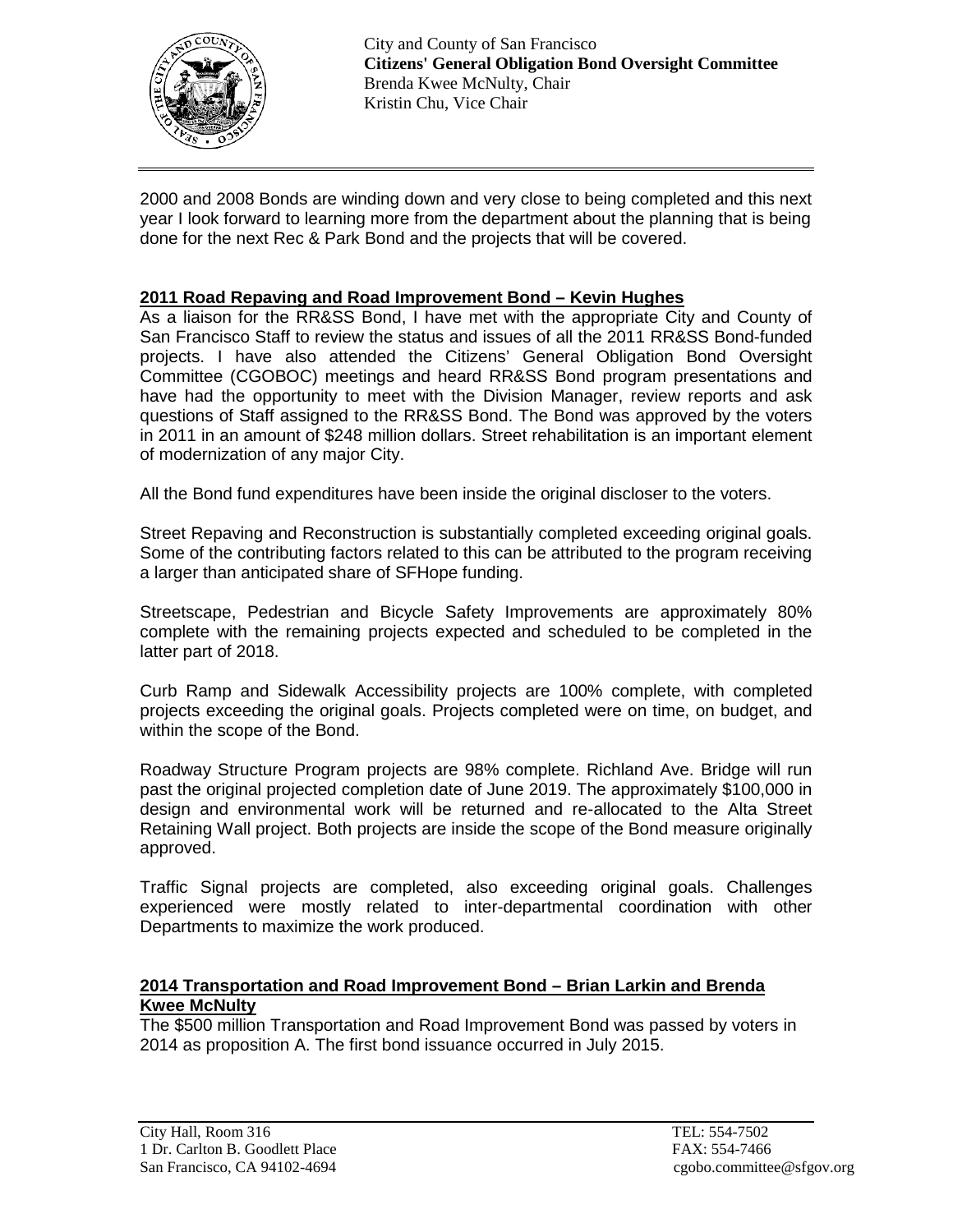2000 and 2008 Bonds are winding down and very close to being completed and this next year I look forward to learning more from the department about the planning that is being done for the next Rec & Park Bond and the projects that will be covered.

## 2011 Road Repaving and Road Improvement Bond – Kevin Hughes

As a liaison for the RR&SS Bond, I have met with the appropriate City and County of San Francisco Staff to review the status and issues of all the 2011 RR&SS Bond-funded projects. I have also attended the Citizens' General Obligation Bond Oversight Committee (CGOBOC) meetings and heard RR&SS Bond program presentations and have had the opportunity to meet with the Division Manager, review reports and ask questions of Staff assigned to the RR&SS Bond. The Bond was approved by the voters in 2011 in an amount of $248 million dollars. Street rehabilitation is an important element of modernization of any major City.

All the Bond fund expenditures have been inside the original discloser to the voters.

Street Repaving and Reconstruction is substantially completed exceeding original goals. Some of the contributing factors related to this can be attributed to the program receiving a larger than anticipated share of SFHope funding.

Streetscape, Pedestrian and Bicycle Safety Improvements are approximately 80% complete with the remaining projects expected and scheduled to be completed in the latter part of 2018.

Curb Ramp and Sidewalk Accessibility projects are 100% complete, with completed projects exceeding the original goals. Projects completed were on time, on budget, and within the scope of the Bond.

Roadway Structure Program projects are 98% complete. Richland Ave. Bridge will run past the original projected completion date of June 2019. The approximately $100,000 in design and environmental work will be returned and re-allocated to the Alta Street Retaining Wall project. Both projects are inside the scope of the Bond measure originally approved.

Traffic Signal projects are completed, also exceeding original goals. Challenges experienced were mostly related to inter-departmental coordination with other Departments to maximize the work produced.

## 2014 Transportation and Road Improvement Bond – Brian Larkin and Brenda Kwee McNulty

The $500 million Transportation and Road Improvement Bond was passed by voters in 2014 as proposition A. The first bond issuance occurred in July 2015.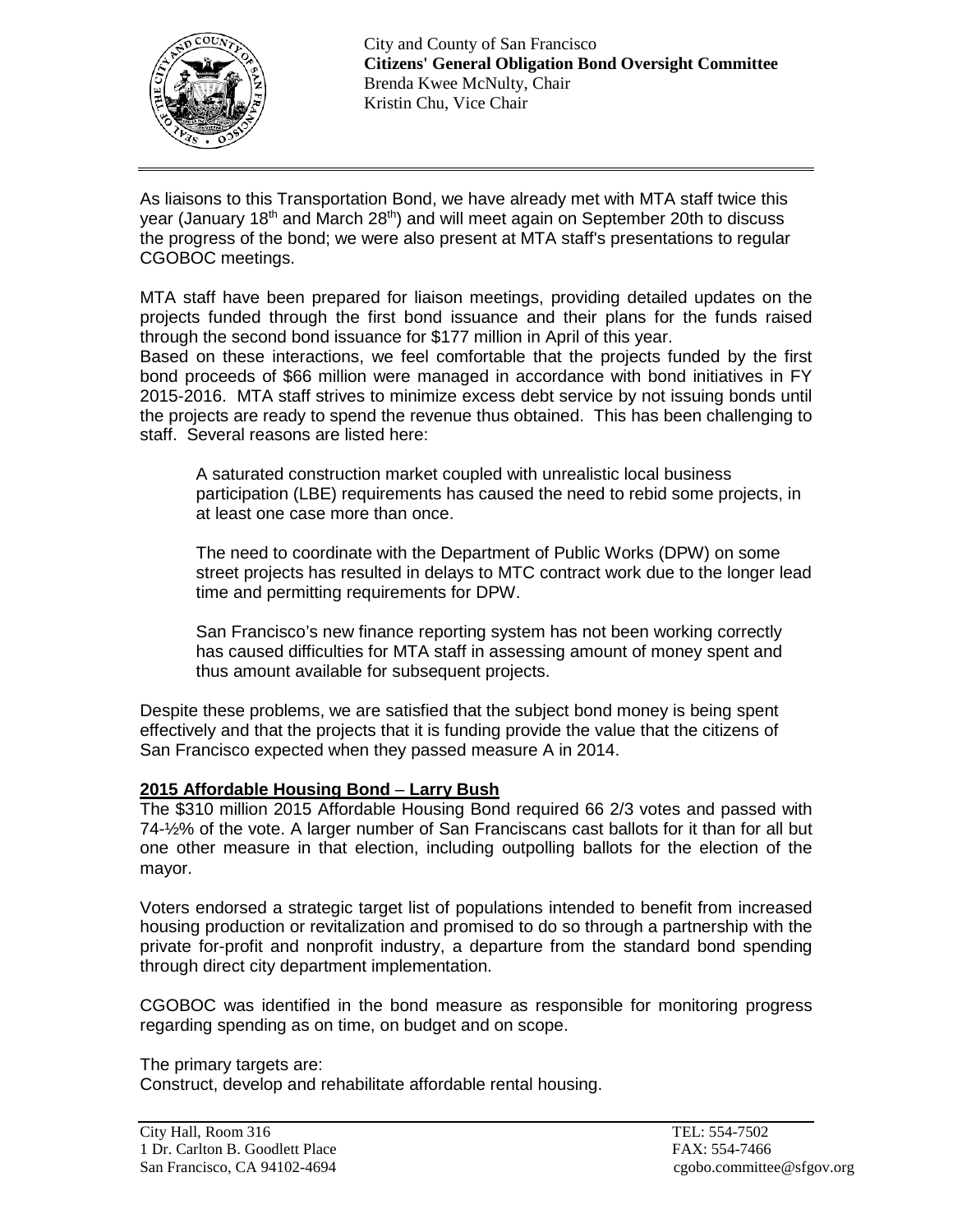As liaisons to this Transportation Bond, we have already met with MTA staff twice this year (January 18th and March 28th) and will meet again on September 20th to discuss the progress of the bond; we were also present at MTA staff's presentations to regular CGOBOC meetings.

MTA staff have been prepared for liaison meetings, providing detailed updates on the projects funded through the first bond issuance and their plans for the funds raised through the second bond issuance for $177 million in April of this year.
Based on these interactions, we feel comfortable that the projects funded by the first bond proceeds of $66 million were managed in accordance with bond initiatives in FY 2015-2016. MTA staff strives to minimize excess debt service by not issuing bonds until the projects are ready to spend the revenue thus obtained. This has been challenging to staff. Several reasons are listed here:

> A saturated construction market coupled with unrealistic local business participation (LBE) requirements has caused the need to rebid some projects, in at least one case more than once.
>
> The need to coordinate with the Department of Public Works (DPW) on some street projects has resulted in delays to MTC contract work due to the longer lead time and permitting requirements for DPW.
>
> San Francisco's new finance reporting system has not been working correctly has caused difficulties for MTA staff in assessing amount of money spent and thus amount available for subsequent projects.

Despite these problems, we are satisfied that the subject bond money is being spent effectively and that the projects that it is funding provide the value that the citizens of San Francisco expected when they passed measure A in 2014.

**2015 Affordable Housing Bond – Larry Bush**

The $310 million 2015 Affordable Housing Bond required 66 2/3 votes and passed with 74-½% of the vote. A larger number of San Franciscans cast ballots for it than for all but one other measure in that election, including outpolling ballots for the election of the mayor.

Voters endorsed a strategic target list of populations intended to benefit from increased housing production or revitalization and promised to do so through a partnership with the private for-profit and nonprofit industry, a departure from the standard bond spending through direct city department implementation.

CGOBOC was identified in the bond measure as responsible for monitoring progress regarding spending as on time, on budget and on scope.

The primary targets are:
Construct, develop and rehabilitate affordable rental housing.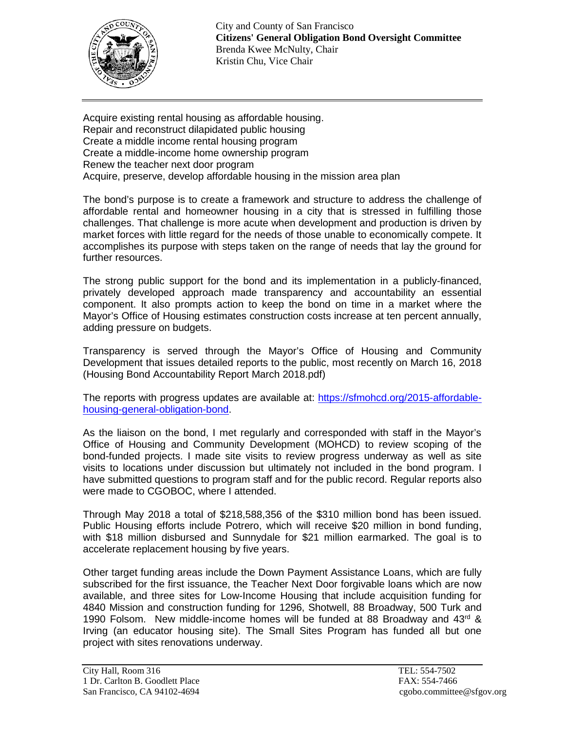Acquire existing rental housing as affordable housing.
Repair and reconstruct dilapidated public housing
Create a middle income rental housing program
Create a middle-income home ownership program
Renew the teacher next door program
Acquire, preserve, develop affordable housing in the mission area plan

The bond's purpose is to create a framework and structure to address the challenge of affordable rental and homeowner housing in a city that is stressed in fulfilling those challenges. That challenge is more acute when development and production is driven by market forces with little regard for the needs of those unable to economically compete. It accomplishes its purpose with steps taken on the range of needs that lay the ground for further resources.

The strong public support for the bond and its implementation in a publicly-financed, privately developed approach made transparency and accountability an essential component. It also prompts action to keep the bond on time in a market where the Mayor's Office of Housing estimates construction costs increase at ten percent annually, adding pressure on budgets.

Transparency is served through the Mayor's Office of Housing and Community Development that issues detailed reports to the public, most recently on March 16, 2018 (Housing Bond Accountability Report March 2018.pdf)

The reports with progress updates are available at: [https://sfmohcd.org/2015-affordable-housing-general-obligation-bond](https://sfmohcd.org/2015-affordable-housing-general-obligation-bond).

As the liaison on the bond, I met regularly and corresponded with staff in the Mayor's Office of Housing and Community Development (MOHCD) to review scoping of the bond-funded projects. I made site visits to review progress underway as well as site visits to locations under discussion but ultimately not included in the bond program. I have submitted questions to program staff and for the public record. Regular reports also were made to CGOBOC, where I attended.

Through May 2018 a total of $218,588,356 of the $310 million bond has been issued. Public Housing efforts include Potrero, which will receive $20 million in bond funding, with $18 million disbursed and Sunnydale for $21 million earmarked. The goal is to accelerate replacement housing by five years.

Other target funding areas include the Down Payment Assistance Loans, which are fully subscribed for the first issuance, the Teacher Next Door forgivable loans which are now available, and three sites for Low-Income Housing that include acquisition funding for 4840 Mission and construction funding for 1296, Shotwell, 88 Broadway, 500 Turk and 1990 Folsom. New middle-income homes will be funded at 88 Broadway and 43rd & Irving (an educator housing site). The Small Sites Program has funded all but one project with sites renovations underway.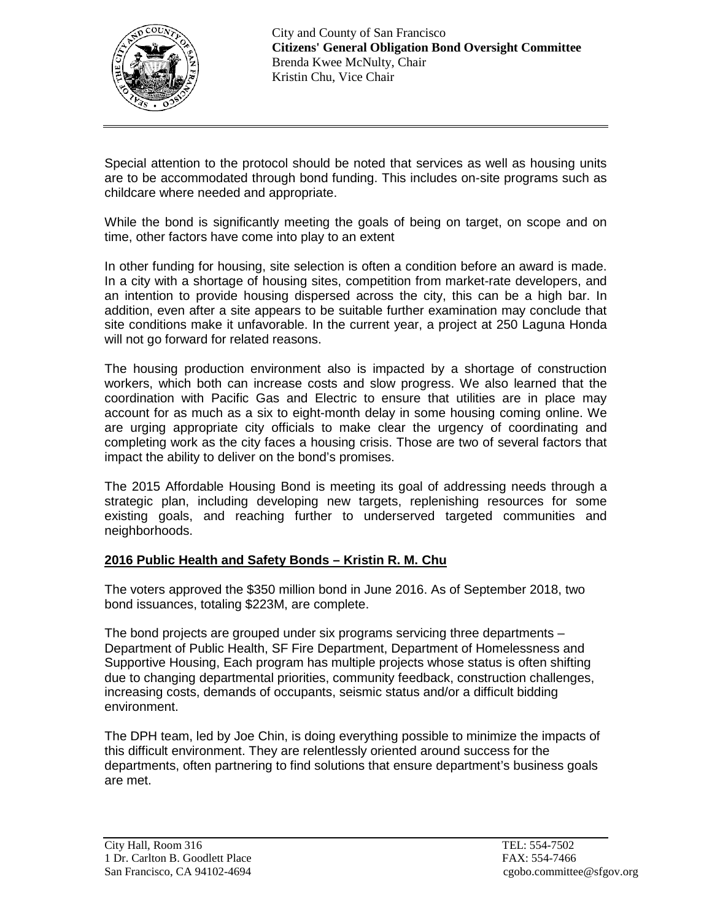Special attention to the protocol should be noted that services as well as housing units are to be accommodated through bond funding. This includes on-site programs such as childcare where needed and appropriate.

While the bond is significantly meeting the goals of being on target, on scope and on time, other factors have come into play to an extent

In other funding for housing, site selection is often a condition before an award is made. In a city with a shortage of housing sites, competition from market-rate developers, and an intention to provide housing dispersed across the city, this can be a high bar. In addition, even after a site appears to be suitable further examination may conclude that site conditions make it unfavorable. In the current year, a project at 250 Laguna Honda will not go forward for related reasons.

The housing production environment also is impacted by a shortage of construction workers, which both can increase costs and slow progress. We also learned that the coordination with Pacific Gas and Electric to ensure that utilities are in place may account for as much as a six to eight-month delay in some housing coming online. We are urging appropriate city officials to make clear the urgency of coordinating and completing work as the city faces a housing crisis. Those are two of several factors that impact the ability to deliver on the bond's promises.

The 2015 Affordable Housing Bond is meeting its goal of addressing needs through a strategic plan, including developing new targets, replenishing resources for some existing goals, and reaching further to underserved targeted communities and neighborhoods.

**2016 Public Health and Safety Bonds – Kristin R. M. Chu**

The voters approved the $350 million bond in June 2016. As of September 2018, two bond issuances, totaling $223M, are complete.

The bond projects are grouped under six programs servicing three departments – Department of Public Health, SF Fire Department, Department of Homelessness and Supportive Housing, Each program has multiple projects whose status is often shifting due to changing departmental priorities, community feedback, construction challenges, increasing costs, demands of occupants, seismic status and/or a difficult bidding environment.

The DPH team, led by Joe Chin, is doing everything possible to minimize the impacts of this difficult environment. They are relentlessly oriented around success for the departments, often partnering to find solutions that ensure department's business goals are met.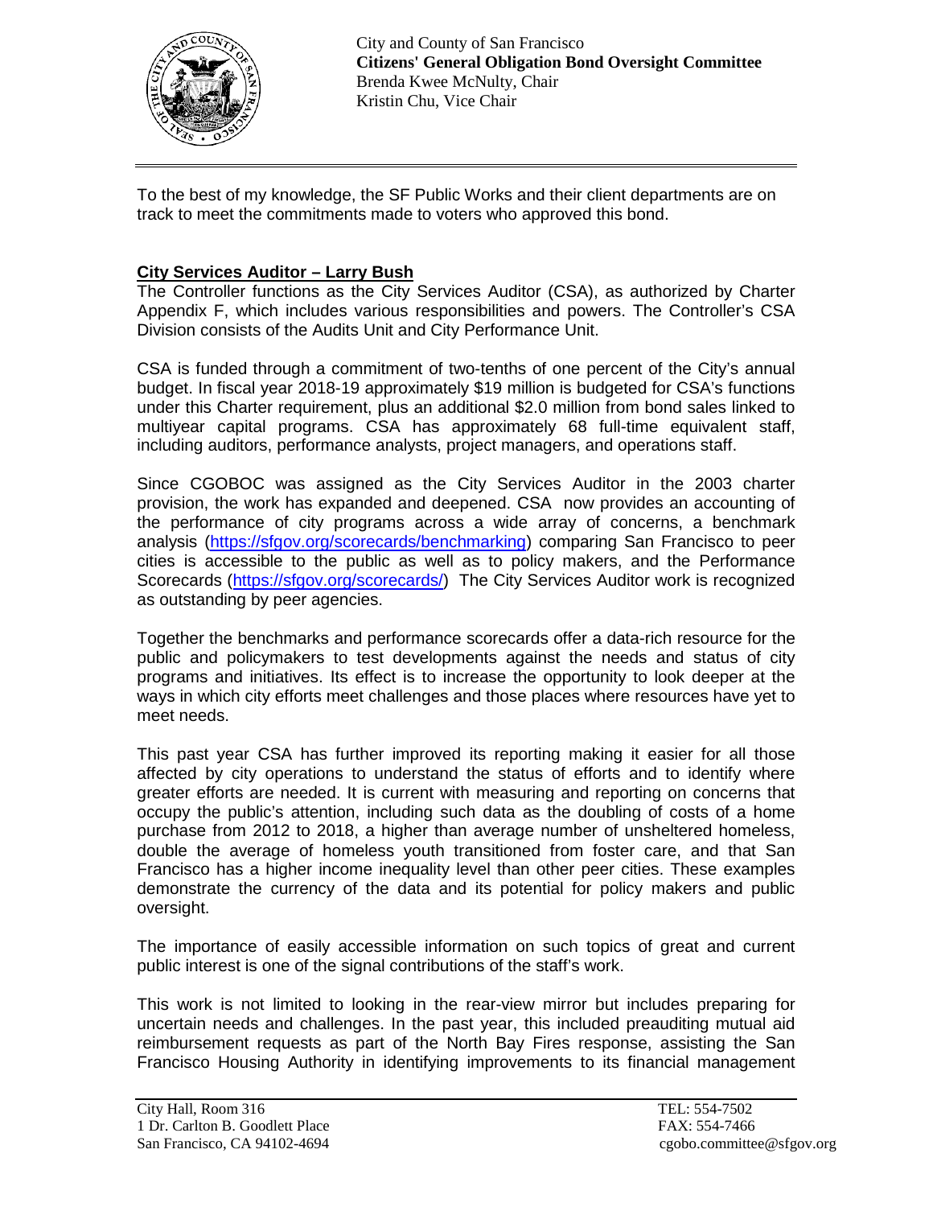To the best of my knowledge, the SF Public Works and their client departments are on track to meet the commitments made to voters who approved this bond.

**City Services Auditor – Larry Bush**

The Controller functions as the City Services Auditor (CSA), as authorized by Charter Appendix F, which includes various responsibilities and powers. The Controller's CSA Division consists of the Audits Unit and City Performance Unit.

CSA is funded through a commitment of two-tenths of one percent of the City's annual budget. In fiscal year 2018-19 approximately $19 million is budgeted for CSA's functions under this Charter requirement, plus an additional $2.0 million from bond sales linked to multiyear capital programs. CSA has approximately 68 full-time equivalent staff, including auditors, performance analysts, project managers, and operations staff.

Since CGOBOC was assigned as the City Services Auditor in the 2003 charter provision, the work has expanded and deepened. CSA now provides an accounting of the performance of city programs across a wide array of concerns, a benchmark analysis (https://sfgov.org/scorecards/benchmarking) comparing San Francisco to peer cities is accessible to the public as well as to policy makers, and the Performance Scorecards (https://sfgov.org/scorecards/) The City Services Auditor work is recognized as outstanding by peer agencies.

Together the benchmarks and performance scorecards offer a data-rich resource for the public and policymakers to test developments against the needs and status of city programs and initiatives. Its effect is to increase the opportunity to look deeper at the ways in which city efforts meet challenges and those places where resources have yet to meet needs.

This past year CSA has further improved its reporting making it easier for all those affected by city operations to understand the status of efforts and to identify where greater efforts are needed. It is current with measuring and reporting on concerns that occupy the public's attention, including such data as the doubling of costs of a home purchase from 2012 to 2018, a higher than average number of unsheltered homeless, double the average of homeless youth transitioned from foster care, and that San Francisco has a higher income inequality level than other peer cities. These examples demonstrate the currency of the data and its potential for policy makers and public oversight.

The importance of easily accessible information on such topics of great and current public interest is one of the signal contributions of the staff's work.

This work is not limited to looking in the rear-view mirror but includes preparing for uncertain needs and challenges. In the past year, this included preauditing mutual aid reimbursement requests as part of the North Bay Fires response, assisting the San Francisco Housing Authority in identifying improvements to its financial management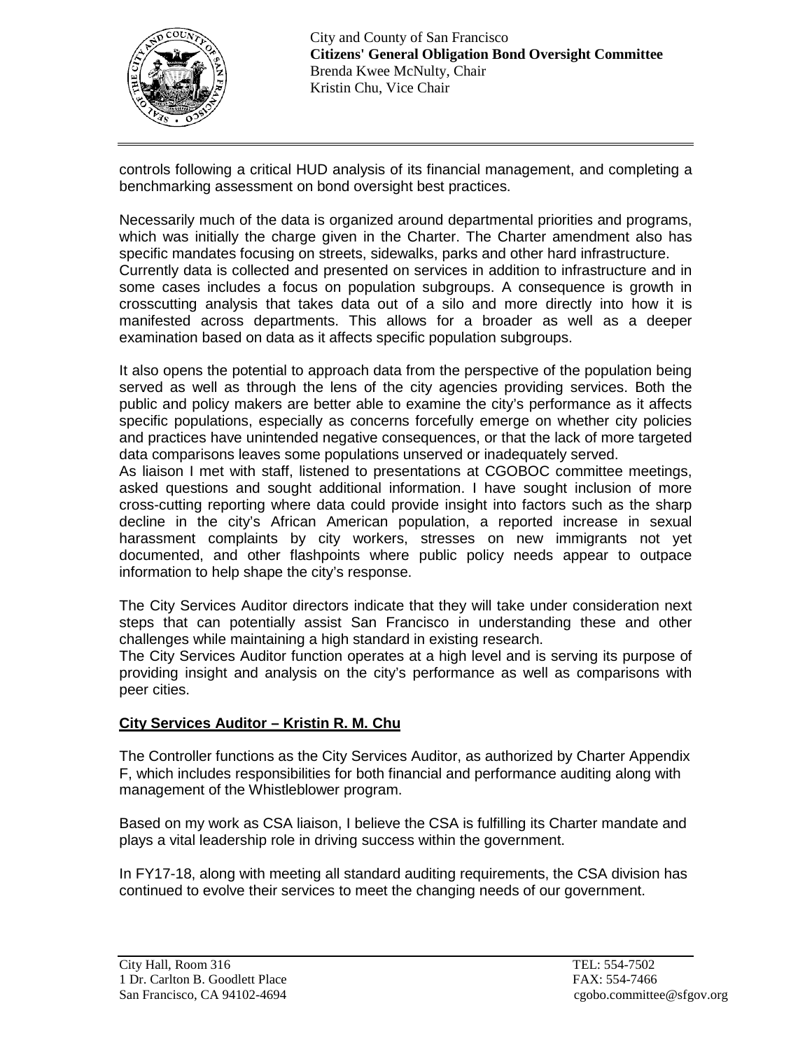controls following a critical HUD analysis of its financial management, and completing a benchmarking assessment on bond oversight best practices.

Necessarily much of the data is organized around departmental priorities and programs, which was initially the charge given in the Charter. The Charter amendment also has specific mandates focusing on streets, sidewalks, parks and other hard infrastructure. Currently data is collected and presented on services in addition to infrastructure and in some cases includes a focus on population subgroups. A consequence is growth in crosscutting analysis that takes data out of a silo and more directly into how it is manifested across departments. This allows for a broader as well as a deeper examination based on data as it affects specific population subgroups.

It also opens the potential to approach data from the perspective of the population being served as well as through the lens of the city agencies providing services. Both the public and policy makers are better able to examine the city's performance as it affects specific populations, especially as concerns forcefully emerge on whether city policies and practices have unintended negative consequences, or that the lack of more targeted data comparisons leaves some populations unserved or inadequately served.
As liaison I met with staff, listened to presentations at CGOBOC committee meetings, asked questions and sought additional information. I have sought inclusion of more cross-cutting reporting where data could provide insight into factors such as the sharp decline in the city's African American population, a reported increase in sexual harassment complaints by city workers, stresses on new immigrants not yet documented, and other flashpoints where public policy needs appear to outpace information to help shape the city's response.

The City Services Auditor directors indicate that they will take under consideration next steps that can potentially assist San Francisco in understanding these and other challenges while maintaining a high standard in existing research.
The City Services Auditor function operates at a high level and is serving its purpose of providing insight and analysis on the city's performance as well as comparisons with peer cities.

**City Services Auditor – Kristin R. M. Chu**

The Controller functions as the City Services Auditor, as authorized by Charter Appendix F, which includes responsibilities for both financial and performance auditing along with management of the Whistleblower program.

Based on my work as CSA liaison, I believe the CSA is fulfilling its Charter mandate and plays a vital leadership role in driving success within the government.

In FY17-18, along with meeting all standard auditing requirements, the CSA division has continued to evolve their services to meet the changing needs of our government.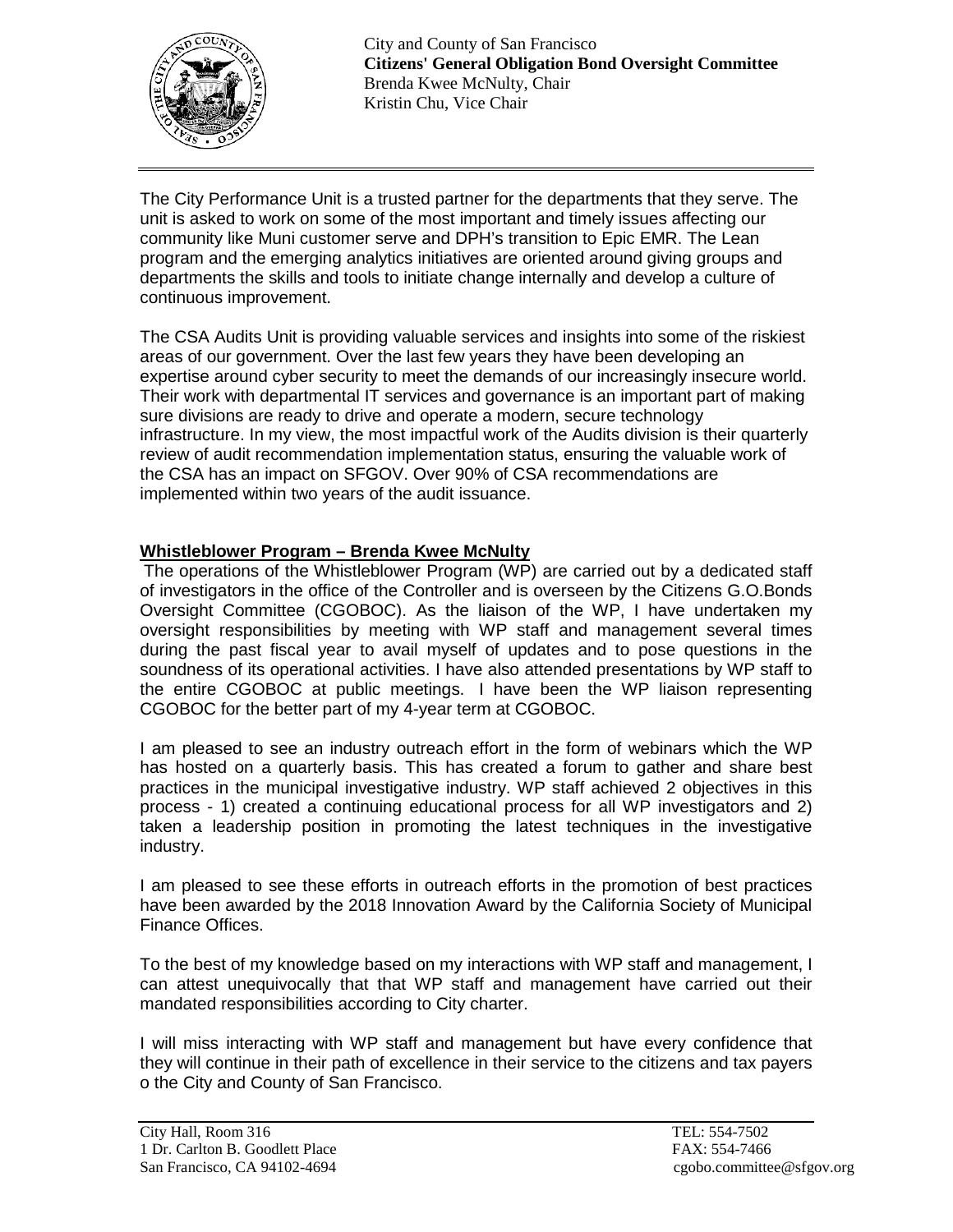City and County of San Francisco
**Citizens' General Obligation Bond Oversight Committee**
Brenda Kwee McNulty, Chair
Kristin Chu, Vice Chair

The City Performance Unit is a trusted partner for the departments that they serve. The unit is asked to work on some of the most important and timely issues affecting our community like Muni customer serve and DPH's transition to Epic EMR. The Lean program and the emerging analytics initiatives are oriented around giving groups and departments the skills and tools to initiate change internally and develop a culture of continuous improvement.

The CSA Audits Unit is providing valuable services and insights into some of the riskiest areas of our government. Over the last few years they have been developing an expertise around cyber security to meet the demands of our increasingly insecure world. Their work with departmental IT services and governance is an important part of making sure divisions are ready to drive and operate a modern, secure technology infrastructure. In my view, the most impactful work of the Audits division is their quarterly review of audit recommendation implementation status, ensuring the valuable work of the CSA has an impact on SFGOV. Over 90% of CSA recommendations are implemented within two years of the audit issuance.

## Whistleblower Program – Brenda Kwee McNulty

The operations of the Whistleblower Program (WP) are carried out by a dedicated staff of investigators in the office of the Controller and is overseen by the Citizens G.O.Bonds Oversight Committee (CGOBOC). As the liaison of the WP, I have undertaken my oversight responsibilities by meeting with WP staff and management several times during the past fiscal year to avail myself of updates and to pose questions in the soundness of its operational activities. I have also attended presentations by WP staff to the entire CGOBOC at public meetings. I have been the WP liaison representing CGOBOC for the better part of my 4-year term at CGOBOC.

I am pleased to see an industry outreach effort in the form of webinars which the WP has hosted on a quarterly basis. This has created a forum to gather and share best practices in the municipal investigative industry. WP staff achieved 2 objectives in this process - 1) created a continuing educational process for all WP investigators and 2) taken a leadership position in promoting the latest techniques in the investigative industry.

I am pleased to see these efforts in outreach efforts in the promotion of best practices have been awarded by the 2018 Innovation Award by the California Society of Municipal Finance Offices.

To the best of my knowledge based on my interactions with WP staff and management, I can attest unequivocally that that WP staff and management have carried out their mandated responsibilities according to City charter.

I will miss interacting with WP staff and management but have every confidence that they will continue in their path of excellence in their service to the citizens and tax payers o the City and County of San Francisco.

City Hall, Room 316
1 Dr. Carlton B. Goodlett Place
San Francisco, CA 94102-4694

TEL: 554-7502
FAX: 554-7466
cgobo.committee@sfgov.org